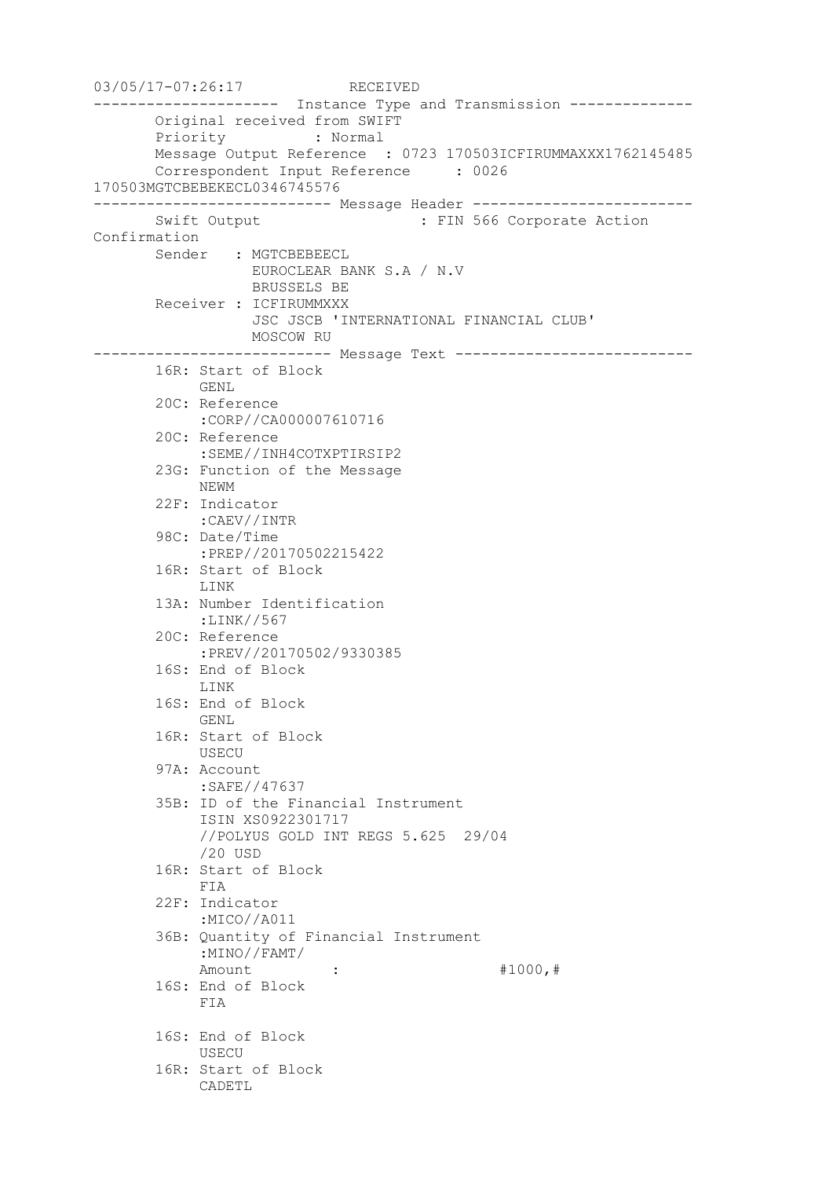```
03/05/17-07:26:17              RECEIVED
---------------------  Instance Type and Transmission --------------
       Original received from SWIFT
       Priority          : Normal
       Message Output Reference  : 0723 170503ICFIRUMMAXXX1762145485
       Correspondent Input Reference     : 0026
170503MGTCBEBEKECL0346745576
--------------------------- Message Header -------------------------
       Swift Output                   : FIN 566 Corporate Action
Confirmation
       Sender   : MGTCBEBEECL
                  EUROCLEAR BANK S.A / N.V
                  BRUSSELS BE
       Receiver : ICFIRUMMXXX
                  JSC JSCB 'INTERNATIONAL FINANCIAL CLUB'
                  MOSCOW RU
--------------------------- Message Text ---------------------------
       16R: Start of Block
            GENL
       20C: Reference
            :CORP//CA000007610716
       20C: Reference
            :SEME//INH4COTXPTIRSIP2
       23G: Function of the Message
            NEWM
       22F: Indicator
            :CAEV//INTR
       98C: Date/Time
            :PREP//20170502215422
       16R: Start of Block
            LINK
       13A: Number Identification
            :LINK//567
       20C: Reference
            :PREV//20170502/9330385
       16S: End of Block
            LINK
       16S: End of Block
            GENL
       16R: Start of Block
            USECU
       97A: Account
            :SAFE//47637
       35B: ID of the Financial Instrument
            ISIN XS0922301717
            //POLYUS GOLD INT REGS 5.625  29/04
            /20 USD
       16R: Start of Block
            FIA
       22F: Indicator
            :MICO//A011
       36B: Quantity of Financial Instrument
            :MINO//FAMT/
            Amount          :                    #1000,#
       16S: End of Block
            FIA

       16S: End of Block
            USECU
       16R: Start of Block
            CADETL
```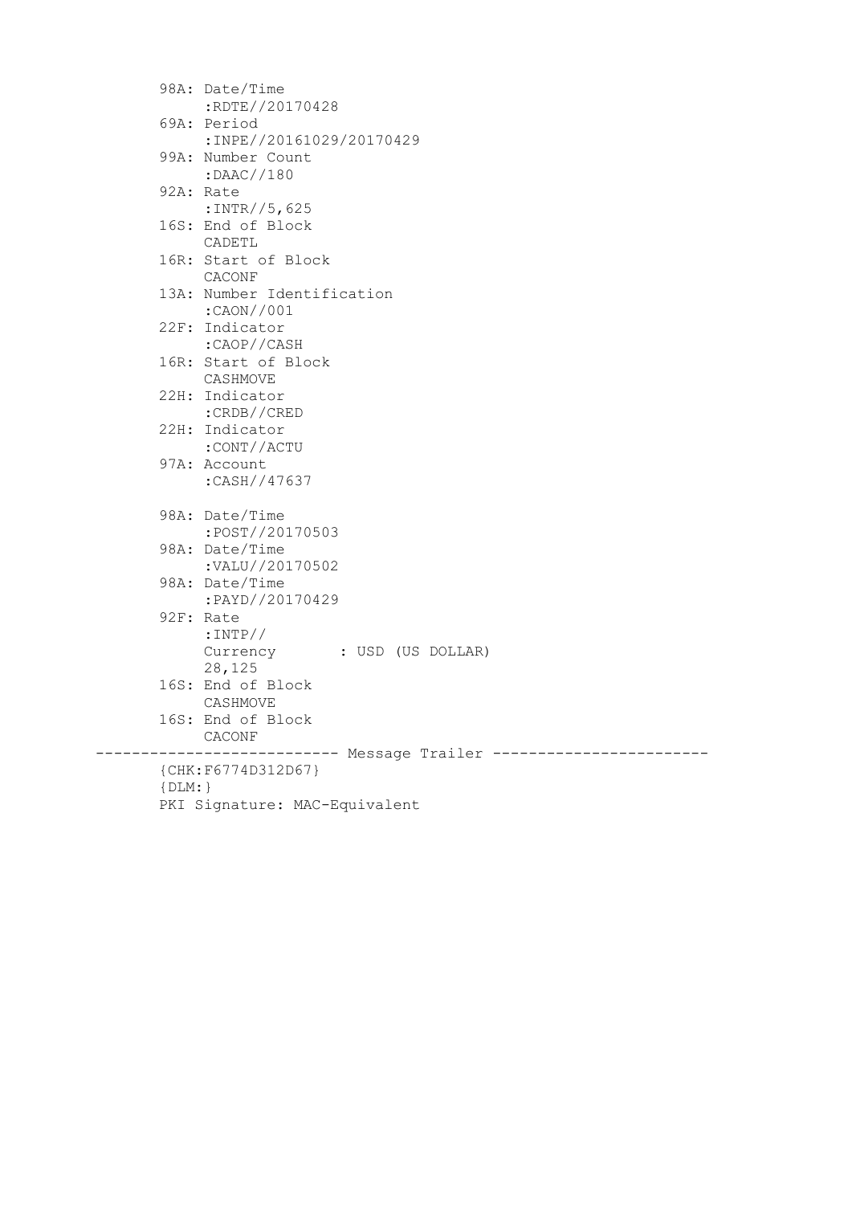```
98A: Date/Time
     :RDTE//20170428
69A: Period
     :INPE//20161029/20170429
99A: Number Count
     :DAAC//180
92A: Rate
     :INTR//5,625
16S: End of Block
     CADETL
16R: Start of Block
     CACONF
13A: Number Identification
     :CAON//001
22F: Indicator
     :CAOP//CASH
16R: Start of Block
     CASHMOVE
22H: Indicator
     :CRDB//CRED
22H: Indicator
     :CONT//ACTU
97A: Account
     :CASH//47637

98A: Date/Time
     :POST//20170503
98A: Date/Time
     :VALU//20170502
98A: Date/Time
     :PAYD//20170429
92F: Rate
     :INTP//
     Currency       : USD (US DOLLAR)
     28,125
16S: End of Block
     CASHMOVE
16S: End of Block
     CACONF
--------------------------- Message Trailer ------------------------
{CHK:F6774D312D67}
{DLM:}
PKI Signature: MAC-Equivalent
```